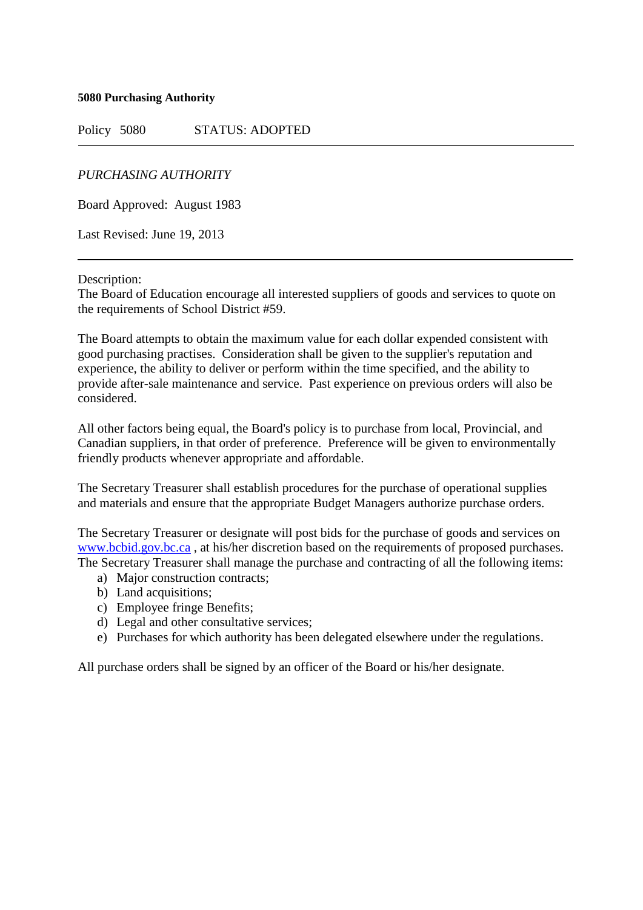**5080 Purchasing Authority**

Policy 5080 STATUS: ADOPTED

---

*PURCHASING AUTHORITY*

Board Approved: August 1983

Last Revised: June 19, 2013

---

Description:
The Board of Education encourage all interested suppliers of goods and services to quote on the requirements of School District #59.

The Board attempts to obtain the maximum value for each dollar expended consistent with good purchasing practises. Consideration shall be given to the supplier's reputation and experience, the ability to deliver or perform within the time specified, and the ability to provide after-sale maintenance and service. Past experience on previous orders will also be considered.

All other factors being equal, the Board's policy is to purchase from local, Provincial, and Canadian suppliers, in that order of preference. Preference will be given to environmentally friendly products whenever appropriate and affordable.

The Secretary Treasurer shall establish procedures for the purchase of operational supplies and materials and ensure that the appropriate Budget Managers authorize purchase orders.

The Secretary Treasurer or designate will post bids for the purchase of goods and services on www.bcbid.gov.bc.ca , at his/her discretion based on the requirements of proposed purchases. The Secretary Treasurer shall manage the purchase and contracting of all the following items:

a) Major construction contracts;
b) Land acquisitions;
c) Employee fringe Benefits;
d) Legal and other consultative services;
e) Purchases for which authority has been delegated elsewhere under the regulations.

All purchase orders shall be signed by an officer of the Board or his/her designate.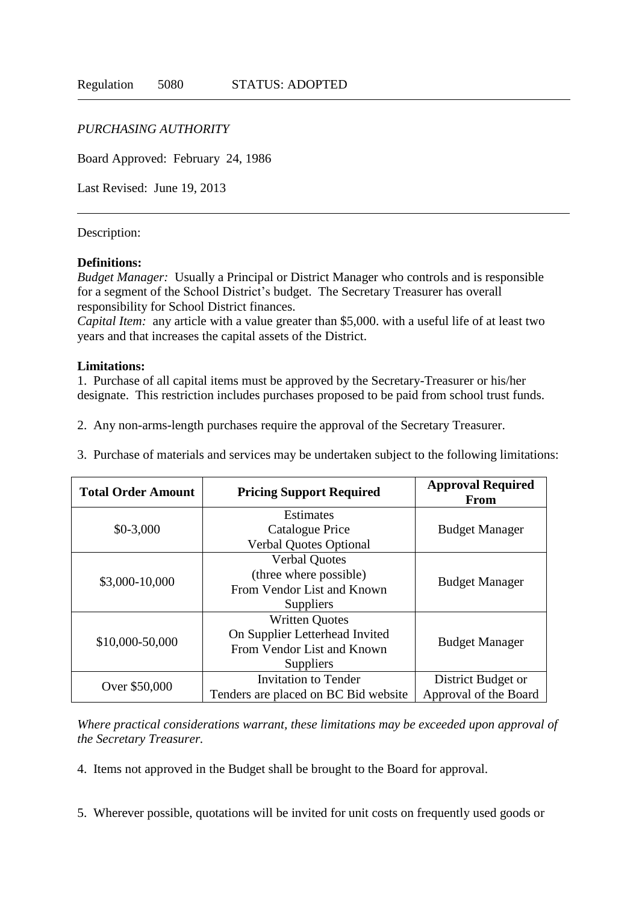Regulation 5080 STATUS: ADOPTED

---

*PURCHASING AUTHORITY*

Board Approved: February 24, 1986

Last Revised: June 19, 2013

---

Description:

**Definitions:**
*Budget Manager:* Usually a Principal or District Manager who controls and is responsible for a segment of the School District's budget. The Secretary Treasurer has overall responsibility for School District finances.
*Capital Item:* any article with a value greater than $5,000. with a useful life of at least two years and that increases the capital assets of the District.

**Limitations:**

1. Purchase of all capital items must be approved by the Secretary-Treasurer or his/her designate. This restriction includes purchases proposed to be paid from school trust funds.

2. Any non-arms-length purchases require the approval of the Secretary Treasurer.

3. Purchase of materials and services may be undertaken subject to the following limitations:

| Total Order Amount | Pricing Support Required | Approval Required From |
|---|---|---|
| $0-3,000 | Estimates<br>Catalogue Price<br>Verbal Quotes Optional | Budget Manager |
| $3,000-10,000 | Verbal Quotes<br>(three where possible)<br>From Vendor List and Known Suppliers | Budget Manager |
| $10,000-50,000 | Written Quotes<br>On Supplier Letterhead Invited<br>From Vendor List and Known Suppliers | Budget Manager |
| Over $50,000 | Invitation to Tender<br>Tenders are placed on BC Bid website | District Budget or Approval of the Board |

*Where practical considerations warrant, these limitations may be exceeded upon approval of the Secretary Treasurer.*

4. Items not approved in the Budget shall be brought to the Board for approval.

5. Wherever possible, quotations will be invited for unit costs on frequently used goods or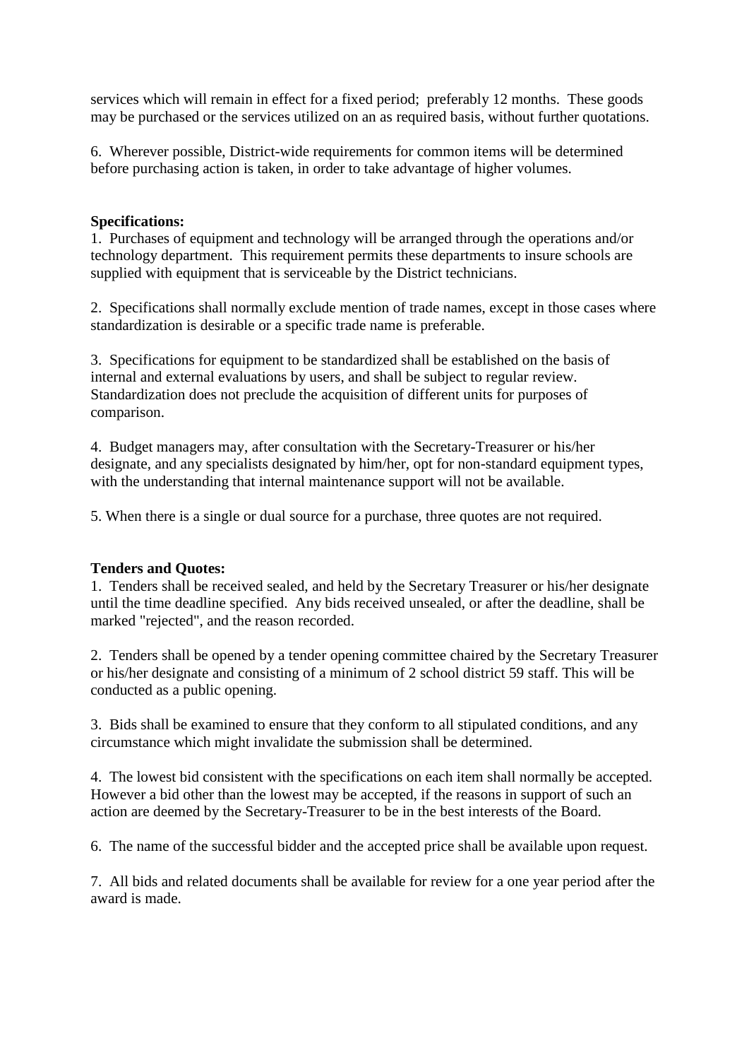services which will remain in effect for a fixed period; preferably 12 months. These goods may be purchased or the services utilized on an as required basis, without further quotations.

6. Wherever possible, District-wide requirements for common items will be determined before purchasing action is taken, in order to take advantage of higher volumes.

**Specifications:**

1. Purchases of equipment and technology will be arranged through the operations and/or technology department. This requirement permits these departments to insure schools are supplied with equipment that is serviceable by the District technicians.

2. Specifications shall normally exclude mention of trade names, except in those cases where standardization is desirable or a specific trade name is preferable.

3. Specifications for equipment to be standardized shall be established on the basis of internal and external evaluations by users, and shall be subject to regular review. Standardization does not preclude the acquisition of different units for purposes of comparison.

4. Budget managers may, after consultation with the Secretary-Treasurer or his/her designate, and any specialists designated by him/her, opt for non-standard equipment types, with the understanding that internal maintenance support will not be available.

5. When there is a single or dual source for a purchase, three quotes are not required.

**Tenders and Quotes:**

1. Tenders shall be received sealed, and held by the Secretary Treasurer or his/her designate until the time deadline specified. Any bids received unsealed, or after the deadline, shall be marked "rejected", and the reason recorded.

2. Tenders shall be opened by a tender opening committee chaired by the Secretary Treasurer or his/her designate and consisting of a minimum of 2 school district 59 staff. This will be conducted as a public opening.

3. Bids shall be examined to ensure that they conform to all stipulated conditions, and any circumstance which might invalidate the submission shall be determined.

4. The lowest bid consistent with the specifications on each item shall normally be accepted. However a bid other than the lowest may be accepted, if the reasons in support of such an action are deemed by the Secretary-Treasurer to be in the best interests of the Board.

6. The name of the successful bidder and the accepted price shall be available upon request.

7. All bids and related documents shall be available for review for a one year period after the award is made.